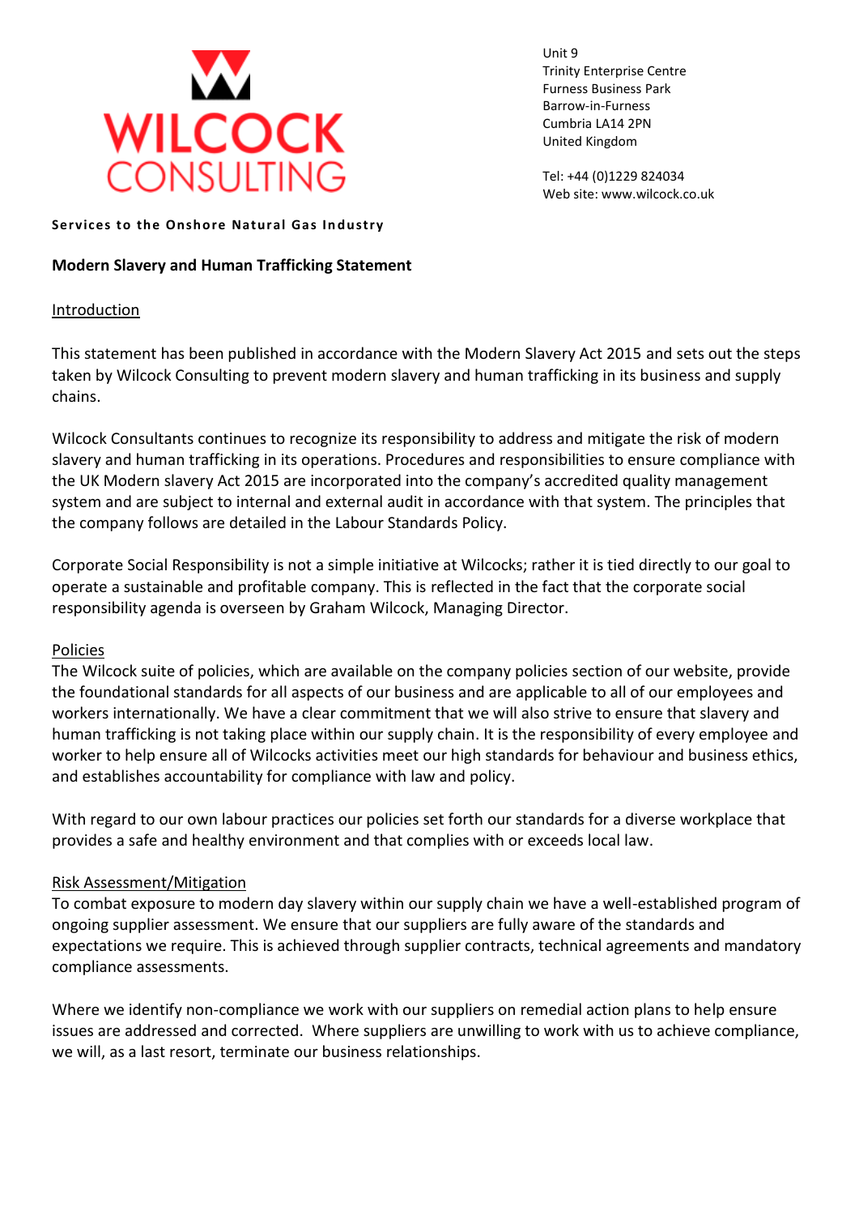WILCOCK CONSULTING

Unit 9
Trinity Enterprise Centre
Furness Business Park
Barrow-in-Furness
Cumbria LA14 2PN
United Kingdom

Tel: +44 (0)1229 824034
Web site: www.wilcock.co.uk

**Services to the Onshore Natural Gas Industry**

**Modern Slavery and Human Trafficking Statement**

Introduction

This statement has been published in accordance with the Modern Slavery Act 2015 and sets out the steps taken by Wilcock Consulting to prevent modern slavery and human trafficking in its business and supply chains.

Wilcock Consultants continues to recognize its responsibility to address and mitigate the risk of modern slavery and human trafficking in its operations. Procedures and responsibilities to ensure compliance with the UK Modern slavery Act 2015 are incorporated into the company's accredited quality management system and are subject to internal and external audit in accordance with that system. The principles that the company follows are detailed in the Labour Standards Policy.

Corporate Social Responsibility is not a simple initiative at Wilcocks; rather it is tied directly to our goal to operate a sustainable and profitable company. This is reflected in the fact that the corporate social responsibility agenda is overseen by Graham Wilcock, Managing Director.

Policies

The Wilcock suite of policies, which are available on the company policies section of our website, provide the foundational standards for all aspects of our business and are applicable to all of our employees and workers internationally. We have a clear commitment that we will also strive to ensure that slavery and human trafficking is not taking place within our supply chain. It is the responsibility of every employee and worker to help ensure all of Wilcocks activities meet our high standards for behaviour and business ethics, and establishes accountability for compliance with law and policy.

With regard to our own labour practices our policies set forth our standards for a diverse workplace that provides a safe and healthy environment and that complies with or exceeds local law.

Risk Assessment/Mitigation

To combat exposure to modern day slavery within our supply chain we have a well-established program of ongoing supplier assessment. We ensure that our suppliers are fully aware of the standards and expectations we require. This is achieved through supplier contracts, technical agreements and mandatory compliance assessments.

Where we identify non-compliance we work with our suppliers on remedial action plans to help ensure issues are addressed and corrected. Where suppliers are unwilling to work with us to achieve compliance, we will, as a last resort, terminate our business relationships.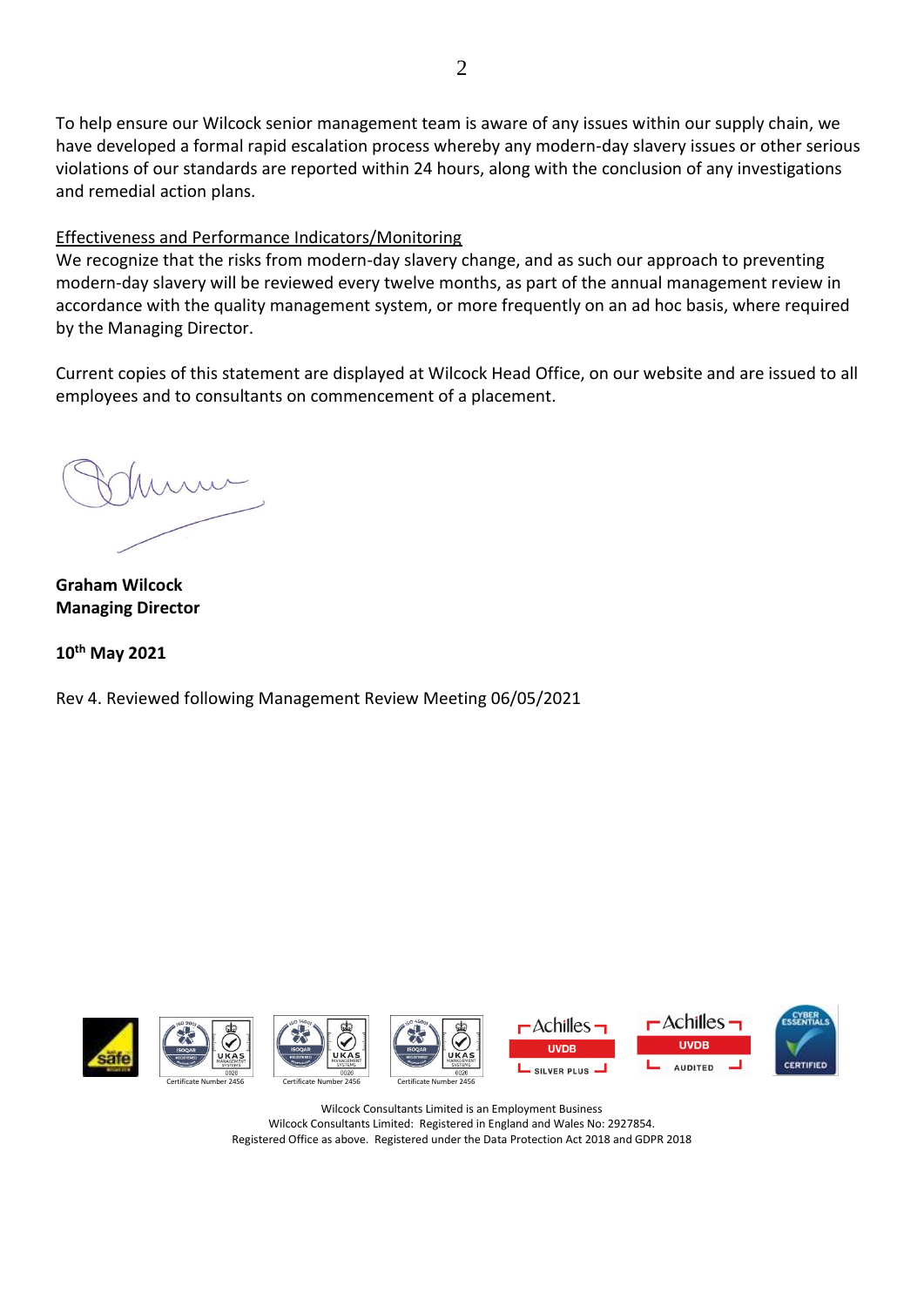To help ensure our Wilcock senior management team is aware of any issues within our supply chain, we have developed a formal rapid escalation process whereby any modern-day slavery issues or other serious violations of our standards are reported within 24 hours, along with the conclusion of any investigations and remedial action plans.

Effectiveness and Performance Indicators/Monitoring

We recognize that the risks from modern-day slavery change, and as such our approach to preventing modern-day slavery will be reviewed every twelve months, as part of the annual management review in accordance with the quality management system, or more frequently on an ad hoc basis, where required by the Managing Director.

Current copies of this statement are displayed at Wilcock Head Office, on our website and are issued to all employees and to consultants on commencement of a placement.

**Graham Wilcock**
**Managing Director**

**10th May 2021**

Rev 4. Reviewed following Management Review Meeting 06/05/2021

Certificate Number 2456 Certificate Number 2456 Certificate Number 2456

Wilcock Consultants Limited is an Employment Business
Wilcock Consultants Limited: Registered in England and Wales No: 2927854.
Registered Office as above. Registered under the Data Protection Act 2018 and GDPR 2018